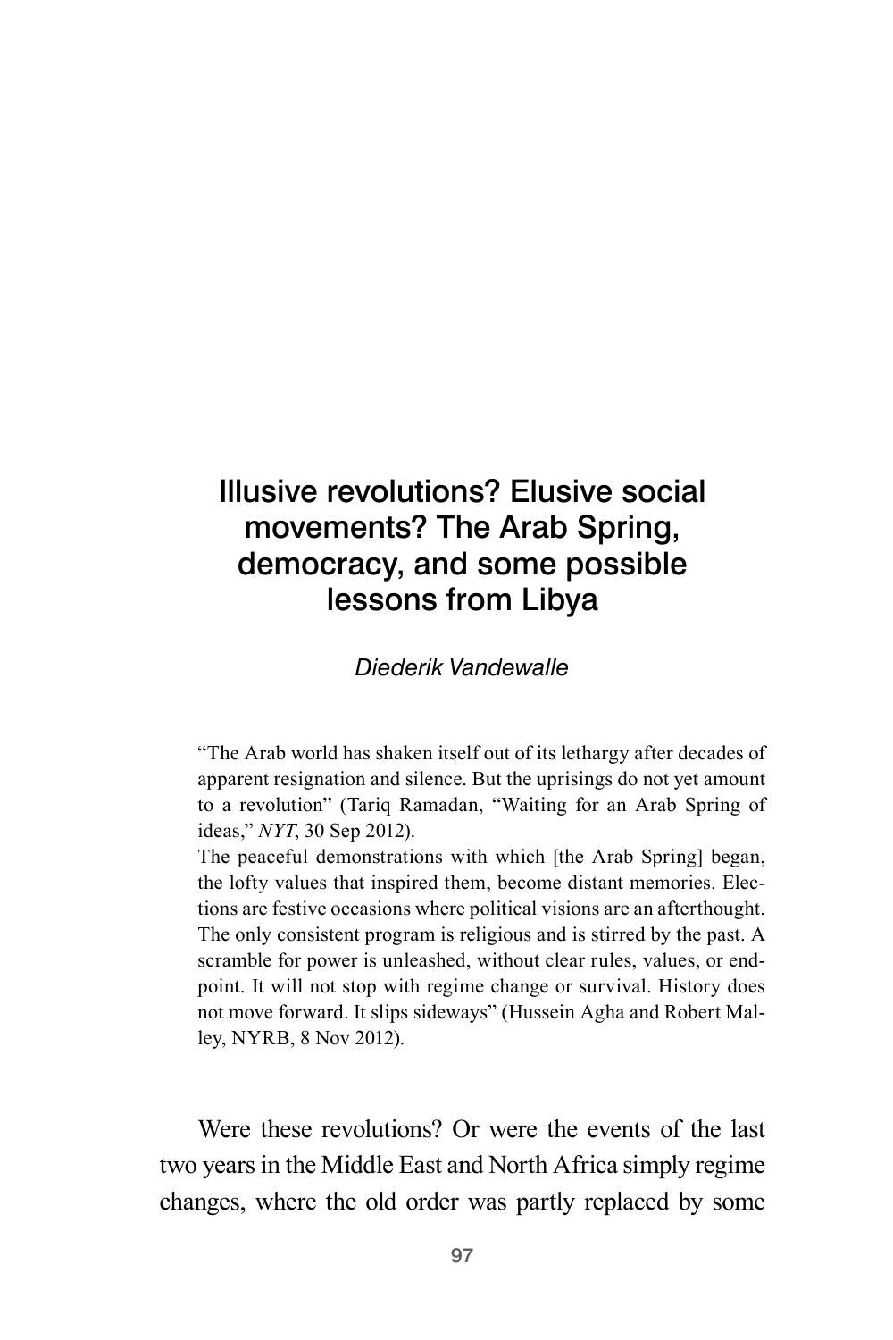# Illusive revolutions? Elusive social movements? The Arab Spring, democracy, and some possible lessons from Libya

*Diederik Vandewalle*

> "The Arab world has shaken itself out of its lethargy after decades of apparent resignation and silence. But the uprisings do not yet amount to a revolution" (Tariq Ramadan, "Waiting for an Arab Spring of ideas," *NYT*, 30 Sep 2012).
>
> The peaceful demonstrations with which [the Arab Spring] began, the lofty values that inspired them, become distant memories. Elections are festive occasions where political visions are an afterthought. The only consistent program is religious and is stirred by the past. A scramble for power is unleashed, without clear rules, values, or endpoint. It will not stop with regime change or survival. History does not move forward. It slips sideways" (Hussein Agha and Robert Malley, NYRB, 8 Nov 2012).

Were these revolutions? Or were the events of the last two years in the Middle East and North Africa simply regime changes, where the old order was partly replaced by some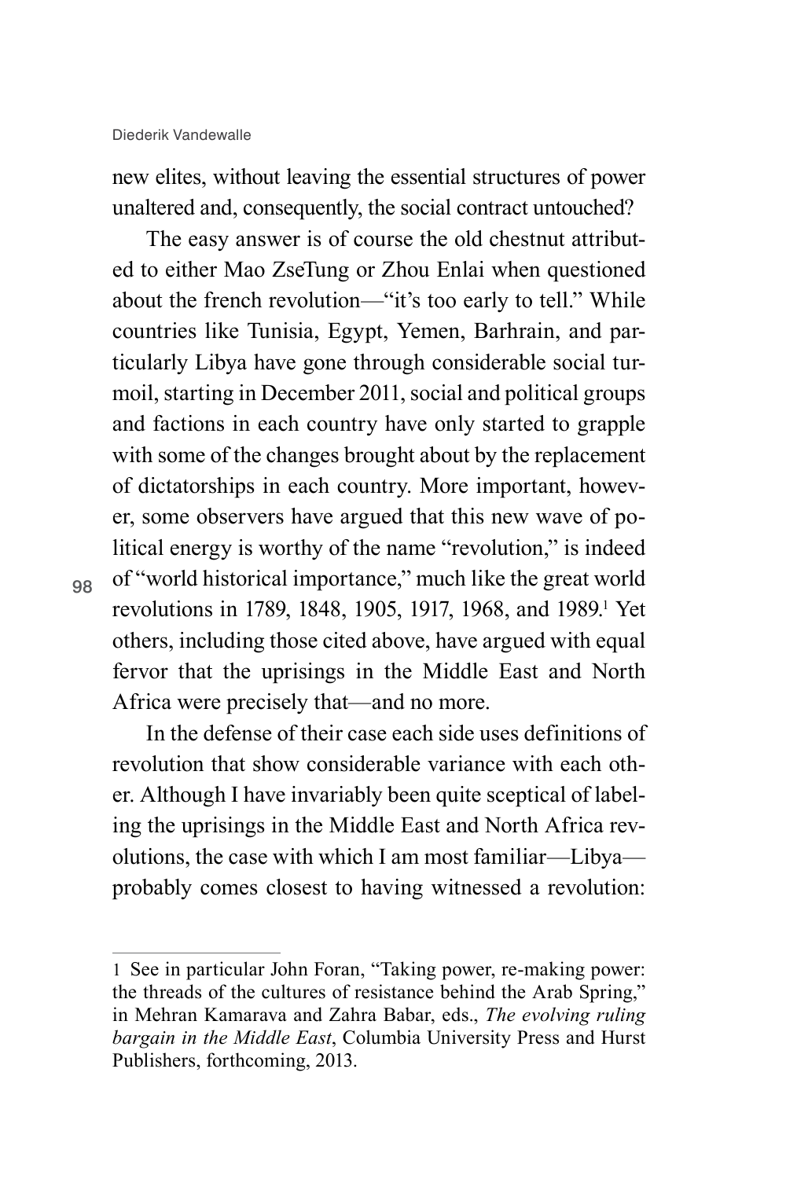new elites, without leaving the essential structures of power unaltered and, consequently, the social contract untouched?

The easy answer is of course the old chestnut attributed to either Mao ZseTung or Zhou Enlai when questioned about the french revolution—"it's too early to tell." While countries like Tunisia, Egypt, Yemen, Barhrain, and particularly Libya have gone through considerable social turmoil, starting in December 2011, social and political groups and factions in each country have only started to grapple with some of the changes brought about by the replacement of dictatorships in each country. More important, however, some observers have argued that this new wave of political energy is worthy of the name "revolution," is indeed of "world historical importance," much like the great world revolutions in 1789, 1848, 1905, 1917, 1968, and 1989.[1] Yet others, including those cited above, have argued with equal fervor that the uprisings in the Middle East and North Africa were precisely that—and no more.

In the defense of their case each side uses definitions of revolution that show considerable variance with each other. Although I have invariably been quite sceptical of labeling the uprisings in the Middle East and North Africa revolutions, the case with which I am most familiar—Libya—probably comes closest to having witnessed a revolution:

---

1 See in particular John Foran, "Taking power, re-making power: the threads of the cultures of resistance behind the Arab Spring," in Mehran Kamarava and Zahra Babar, eds., *The evolving ruling bargain in the Middle East*, Columbia University Press and Hurst Publishers, forthcoming, 2013.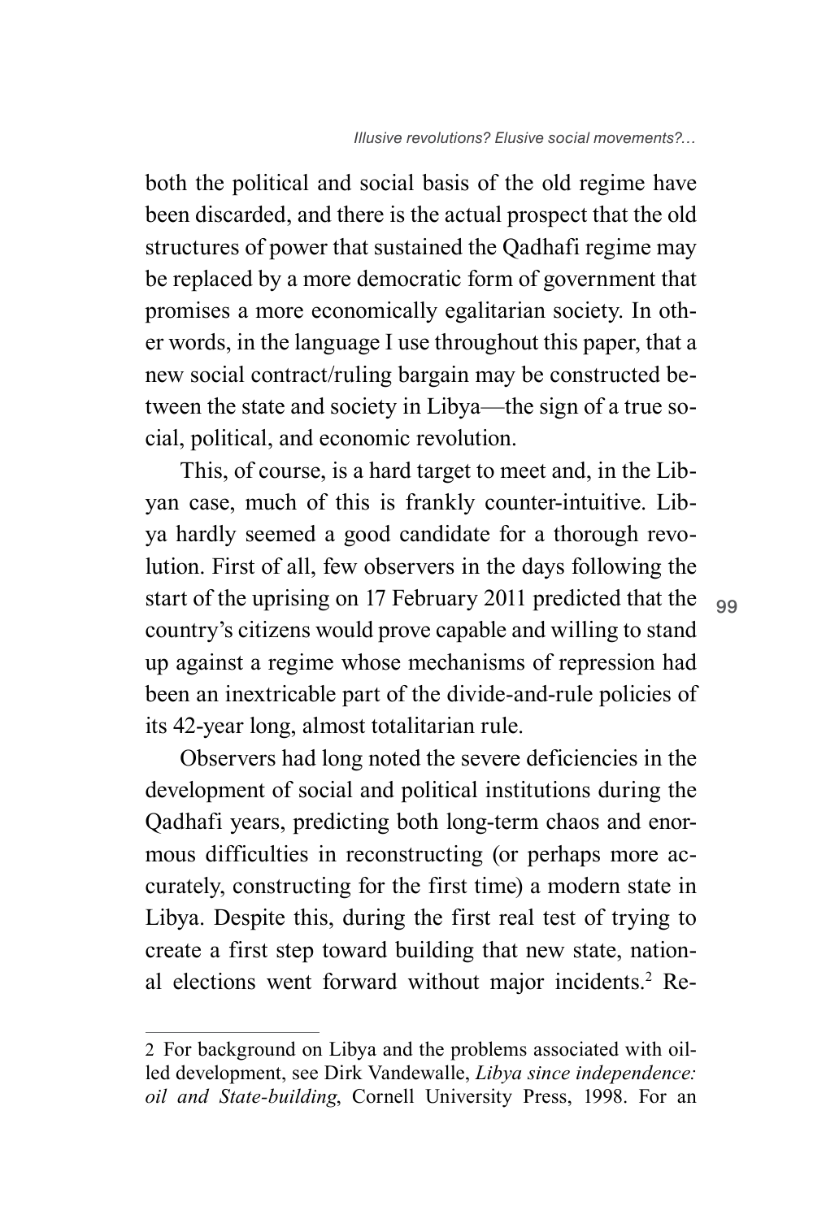both the political and social basis of the old regime have been discarded, and there is the actual prospect that the old structures of power that sustained the Qadhafi regime may be replaced by a more democratic form of government that promises a more economically egalitarian society. In other words, in the language I use throughout this paper, that a new social contract/ruling bargain may be constructed between the state and society in Libya—the sign of a true social, political, and economic revolution.

This, of course, is a hard target to meet and, in the Libyan case, much of this is frankly counter-intuitive. Libya hardly seemed a good candidate for a thorough revolution. First of all, few observers in the days following the start of the uprising on 17 February 2011 predicted that the country's citizens would prove capable and willing to stand up against a regime whose mechanisms of repression had been an inextricable part of the divide-and-rule policies of its 42-year long, almost totalitarian rule.

Observers had long noted the severe deficiencies in the development of social and political institutions during the Qadhafi years, predicting both long-term chaos and enormous difficulties in reconstructing (or perhaps more accurately, constructing for the first time) a modern state in Libya. Despite this, during the first real test of trying to create a first step toward building that new state, national elections went forward without major incidents.[2] Re-

---

2 For background on Libya and the problems associated with oil-led development, see Dirk Vandewalle, *Libya since independence: oil and State-building*, Cornell University Press, 1998. For an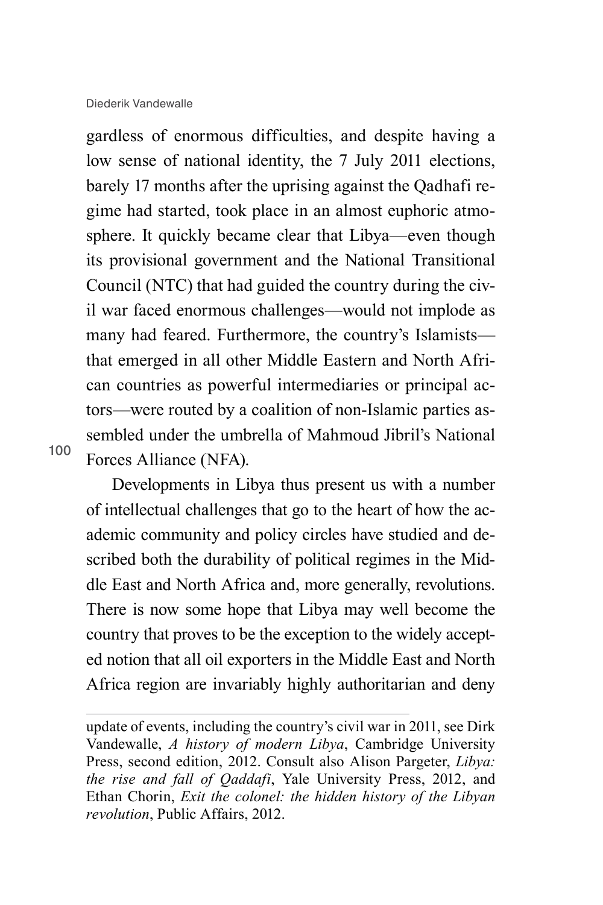gardless of enormous difficulties, and despite having a low sense of national identity, the 7 July 2011 elections, barely 17 months after the uprising against the Qadhafi regime had started, took place in an almost euphoric atmosphere. It quickly became clear that Libya—even though its provisional government and the National Transitional Council (NTC) that had guided the country during the civil war faced enormous challenges—would not implode as many had feared. Furthermore, the country's Islamists—that emerged in all other Middle Eastern and North African countries as powerful intermediaries or principal actors—were routed by a coalition of non-Islamic parties assembled under the umbrella of Mahmoud Jibril's National Forces Alliance (NFA).

Developments in Libya thus present us with a number of intellectual challenges that go to the heart of how the academic community and policy circles have studied and described both the durability of political regimes in the Middle East and North Africa and, more generally, revolutions. There is now some hope that Libya may well become the country that proves to be the exception to the widely accepted notion that all oil exporters in the Middle East and North Africa region are invariably highly authoritarian and deny

---

update of events, including the country's civil war in 2011, see Dirk Vandewalle, *A history of modern Libya*, Cambridge University Press, second edition, 2012. Consult also Alison Pargeter, *Libya: the rise and fall of Qaddafi*, Yale University Press, 2012, and Ethan Chorin, *Exit the colonel: the hidden history of the Libyan revolution*, Public Affairs, 2012.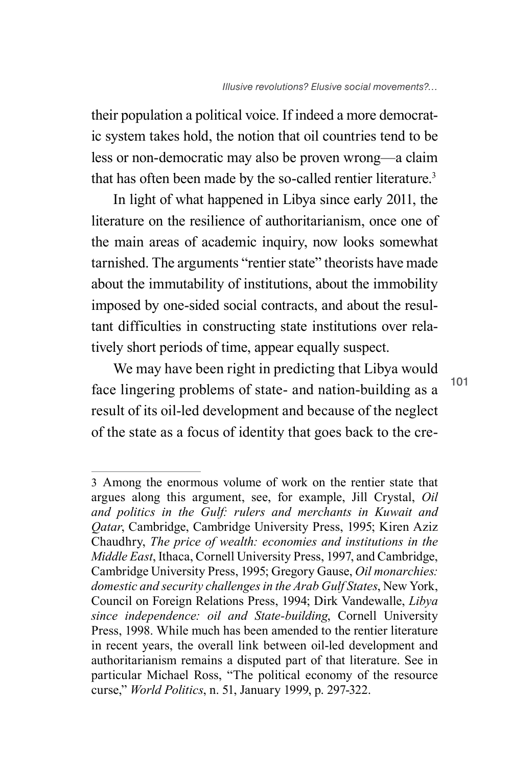their population a political voice. If indeed a more democratic system takes hold, the notion that oil countries tend to be less or non-democratic may also be proven wrong—a claim that has often been made by the so-called rentier literature.[3]

In light of what happened in Libya since early 2011, the literature on the resilience of authoritarianism, once one of the main areas of academic inquiry, now looks somewhat tarnished. The arguments "rentier state" theorists have made about the immutability of institutions, about the immobility imposed by one-sided social contracts, and about the resultant difficulties in constructing state institutions over relatively short periods of time, appear equally suspect.

We may have been right in predicting that Libya would face lingering problems of state- and nation-building as a result of its oil-led development and because of the neglect of the state as a focus of identity that goes back to the cre-

---

3 Among the enormous volume of work on the rentier state that argues along this argument, see, for example, Jill Crystal, *Oil and politics in the Gulf: rulers and merchants in Kuwait and Qatar*, Cambridge, Cambridge University Press, 1995; Kiren Aziz Chaudhry, *The price of wealth: economies and institutions in the Middle East*, Ithaca, Cornell University Press, 1997, and Cambridge, Cambridge University Press, 1995; Gregory Gause, *Oil monarchies: domestic and security challenges in the Arab Gulf States*, New York, Council on Foreign Relations Press, 1994; Dirk Vandewalle, *Libya since independence: oil and State-building*, Cornell University Press, 1998. While much has been amended to the rentier literature in recent years, the overall link between oil-led development and authoritarianism remains a disputed part of that literature. See in particular Michael Ross, "The political economy of the resource curse," *World Politics*, n. 51, January 1999, p. 297-322.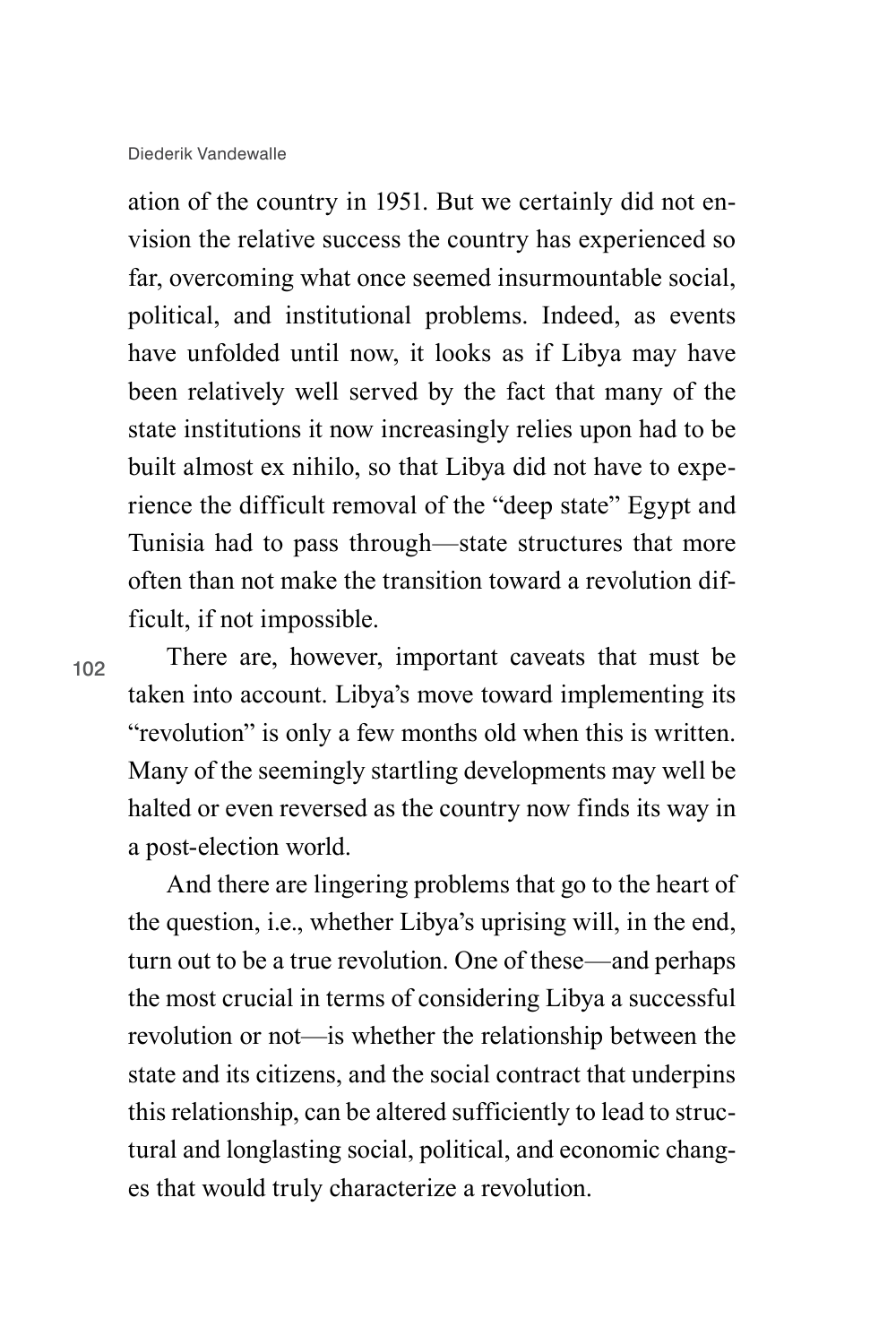ation of the country in 1951. But we certainly did not envision the relative success the country has experienced so far, overcoming what once seemed insurmountable social, political, and institutional problems. Indeed, as events have unfolded until now, it looks as if Libya may have been relatively well served by the fact that many of the state institutions it now increasingly relies upon had to be built almost ex nihilo, so that Libya did not have to experience the difficult removal of the "deep state" Egypt and Tunisia had to pass through—state structures that more often than not make the transition toward a revolution difficult, if not impossible.

There are, however, important caveats that must be taken into account. Libya's move toward implementing its "revolution" is only a few months old when this is written. Many of the seemingly startling developments may well be halted or even reversed as the country now finds its way in a post-election world.

And there are lingering problems that go to the heart of the question, i.e., whether Libya's uprising will, in the end, turn out to be a true revolution. One of these—and perhaps the most crucial in terms of considering Libya a successful revolution or not—is whether the relationship between the state and its citizens, and the social contract that underpins this relationship, can be altered sufficiently to lead to structural and longlasting social, political, and economic changes that would truly characterize a revolution.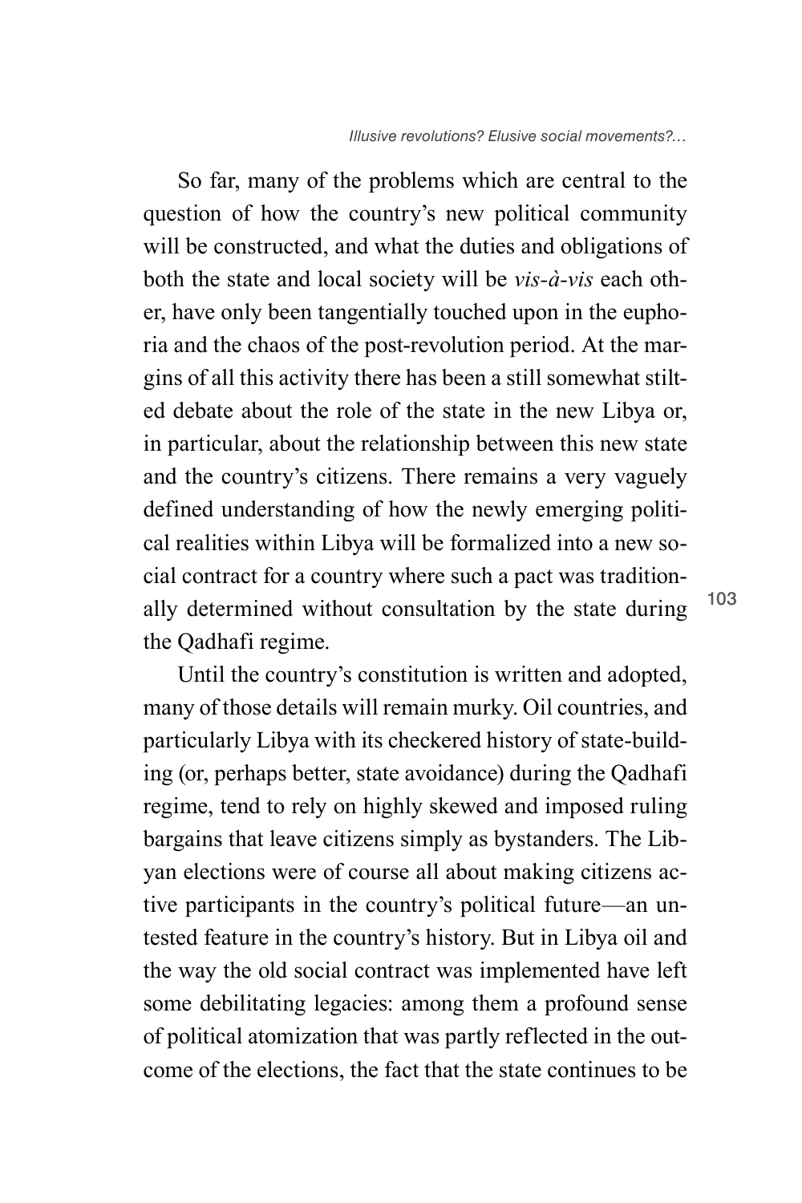So far, many of the problems which are central to the question of how the country's new political community will be constructed, and what the duties and obligations of both the state and local society will be *vis-à-vis* each other, have only been tangentially touched upon in the euphoria and the chaos of the post-revolution period. At the margins of all this activity there has been a still somewhat stilted debate about the role of the state in the new Libya or, in particular, about the relationship between this new state and the country's citizens. There remains a very vaguely defined understanding of how the newly emerging political realities within Libya will be formalized into a new social contract for a country where such a pact was traditionally determined without consultation by the state during the Qadhafi regime.

Until the country's constitution is written and adopted, many of those details will remain murky. Oil countries, and particularly Libya with its checkered history of state-building (or, perhaps better, state avoidance) during the Qadhafi regime, tend to rely on highly skewed and imposed ruling bargains that leave citizens simply as bystanders. The Libyan elections were of course all about making citizens active participants in the country's political future—an untested feature in the country's history. But in Libya oil and the way the old social contract was implemented have left some debilitating legacies: among them a profound sense of political atomization that was partly reflected in the outcome of the elections, the fact that the state continues to be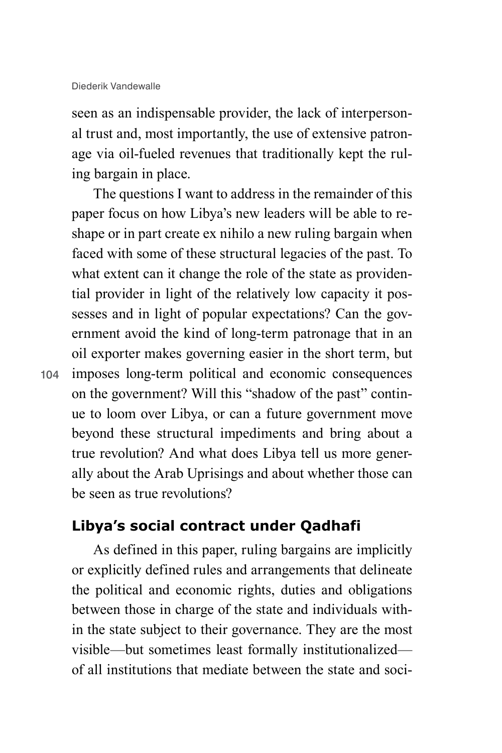seen as an indispensable provider, the lack of interpersonal trust and, most importantly, the use of extensive patronage via oil-fueled revenues that traditionally kept the ruling bargain in place.

The questions I want to address in the remainder of this paper focus on how Libya's new leaders will be able to reshape or in part create ex nihilo a new ruling bargain when faced with some of these structural legacies of the past. To what extent can it change the role of the state as providential provider in light of the relatively low capacity it possesses and in light of popular expectations? Can the government avoid the kind of long-term patronage that in an oil exporter makes governing easier in the short term, but imposes long-term political and economic consequences on the government? Will this "shadow of the past" continue to loom over Libya, or can a future government move beyond these structural impediments and bring about a true revolution? And what does Libya tell us more generally about the Arab Uprisings and about whether those can be seen as true revolutions?

## Libya's social contract under Qadhafi

As defined in this paper, ruling bargains are implicitly or explicitly defined rules and arrangements that delineate the political and economic rights, duties and obligations between those in charge of the state and individuals within the state subject to their governance. They are the most visible—but sometimes least formally institutionalized—of all institutions that mediate between the state and soci-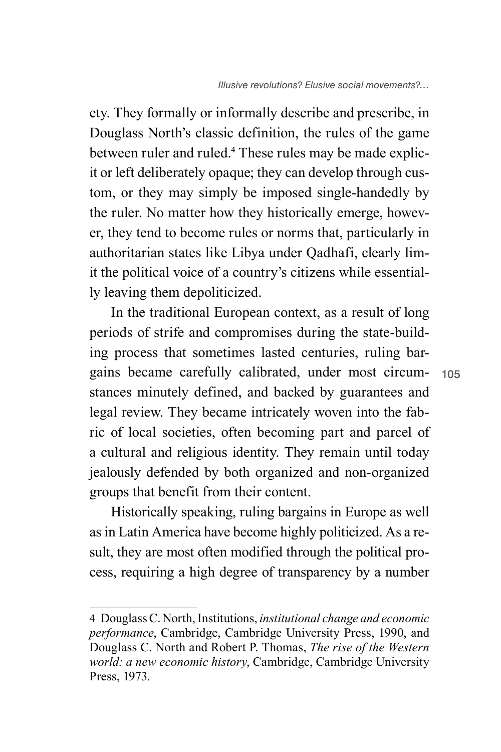ety. They formally or informally describe and prescribe, in Douglass North's classic definition, the rules of the game between ruler and ruled.[4] These rules may be made explicit or left deliberately opaque; they can develop through custom, or they may simply be imposed single-handedly by the ruler. No matter how they historically emerge, however, they tend to become rules or norms that, particularly in authoritarian states like Libya under Qadhafi, clearly limit the political voice of a country's citizens while essentially leaving them depoliticized.

In the traditional European context, as a result of long periods of strife and compromises during the state-building process that sometimes lasted centuries, ruling bargains became carefully calibrated, under most circumstances minutely defined, and backed by guarantees and legal review. They became intricately woven into the fabric of local societies, often becoming part and parcel of a cultural and religious identity. They remain until today jealously defended by both organized and non-organized groups that benefit from their content.

Historically speaking, ruling bargains in Europe as well as in Latin America have become highly politicized. As a result, they are most often modified through the political process, requiring a high degree of transparency by a number

---

4 Douglass C. North, Institutions, *institutional change and economic performance*, Cambridge, Cambridge University Press, 1990, and Douglass C. North and Robert P. Thomas, *The rise of the Western world: a new economic history*, Cambridge, Cambridge University Press, 1973.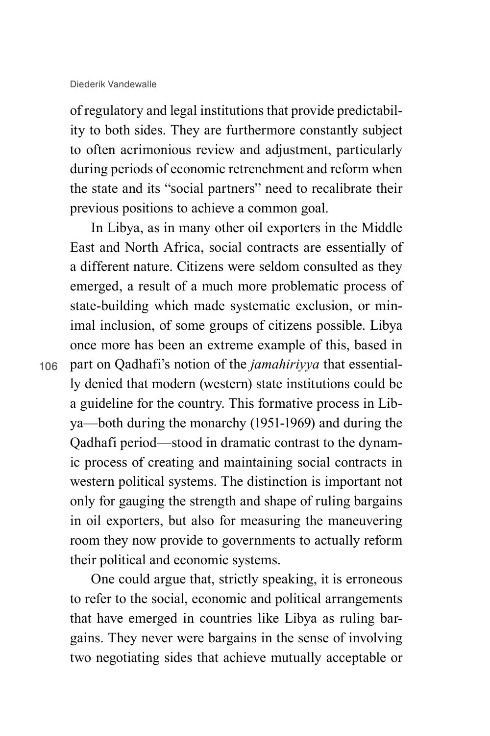of regulatory and legal institutions that provide predictability to both sides. They are furthermore constantly subject to often acrimonious review and adjustment, particularly during periods of economic retrenchment and reform when the state and its "social partners" need to recalibrate their previous positions to achieve a common goal.

In Libya, as in many other oil exporters in the Middle East and North Africa, social contracts are essentially of a different nature. Citizens were seldom consulted as they emerged, a result of a much more problematic process of state-building which made systematic exclusion, or minimal inclusion, of some groups of citizens possible. Libya once more has been an extreme example of this, based in part on Qadhafi's notion of the *jamahiriyya* that essentially denied that modern (western) state institutions could be a guideline for the country. This formative process in Libya—both during the monarchy (1951-1969) and during the Qadhafi period—stood in dramatic contrast to the dynamic process of creating and maintaining social contracts in western political systems. The distinction is important not only for gauging the strength and shape of ruling bargains in oil exporters, but also for measuring the maneuvering room they now provide to governments to actually reform their political and economic systems.

One could argue that, strictly speaking, it is erroneous to refer to the social, economic and political arrangements that have emerged in countries like Libya as ruling bargains. They never were bargains in the sense of involving two negotiating sides that achieve mutually acceptable or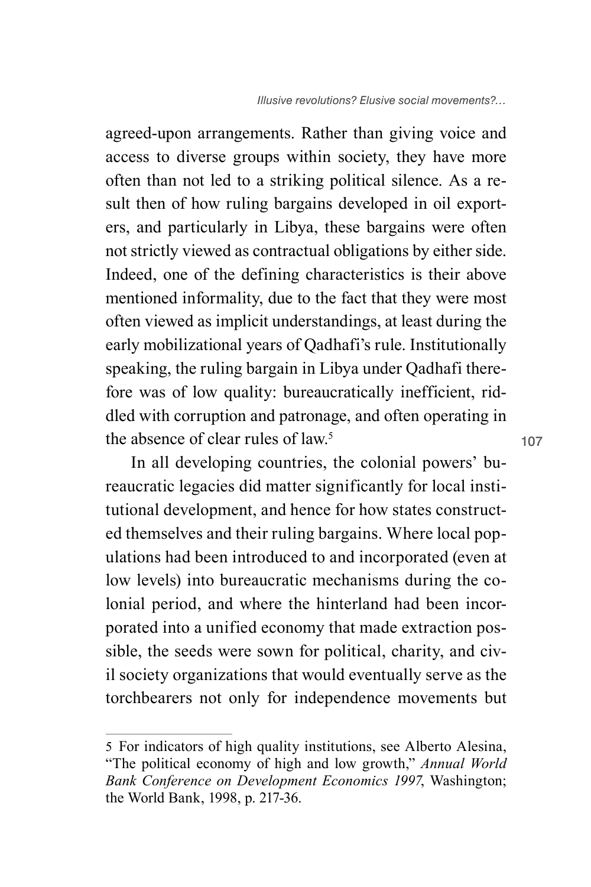agreed-upon arrangements. Rather than giving voice and access to diverse groups within society, they have more often than not led to a striking political silence. As a result then of how ruling bargains developed in oil exporters, and particularly in Libya, these bargains were often not strictly viewed as contractual obligations by either side. Indeed, one of the defining characteristics is their above mentioned informality, due to the fact that they were most often viewed as implicit understandings, at least during the early mobilizational years of Qadhafi's rule. Institutionally speaking, the ruling bargain in Libya under Qadhafi therefore was of low quality: bureaucratically inefficient, riddled with corruption and patronage, and often operating in the absence of clear rules of law.[5]

In all developing countries, the colonial powers' bureaucratic legacies did matter significantly for local institutional development, and hence for how states constructed themselves and their ruling bargains. Where local populations had been introduced to and incorporated (even at low levels) into bureaucratic mechanisms during the colonial period, and where the hinterland had been incorporated into a unified economy that made extraction possible, the seeds were sown for political, charity, and civil society organizations that would eventually serve as the torchbearers not only for independence movements but

---

5 For indicators of high quality institutions, see Alberto Alesina, "The political economy of high and low growth," *Annual World Bank Conference on Development Economics 1997*, Washington; the World Bank, 1998, p. 217-36.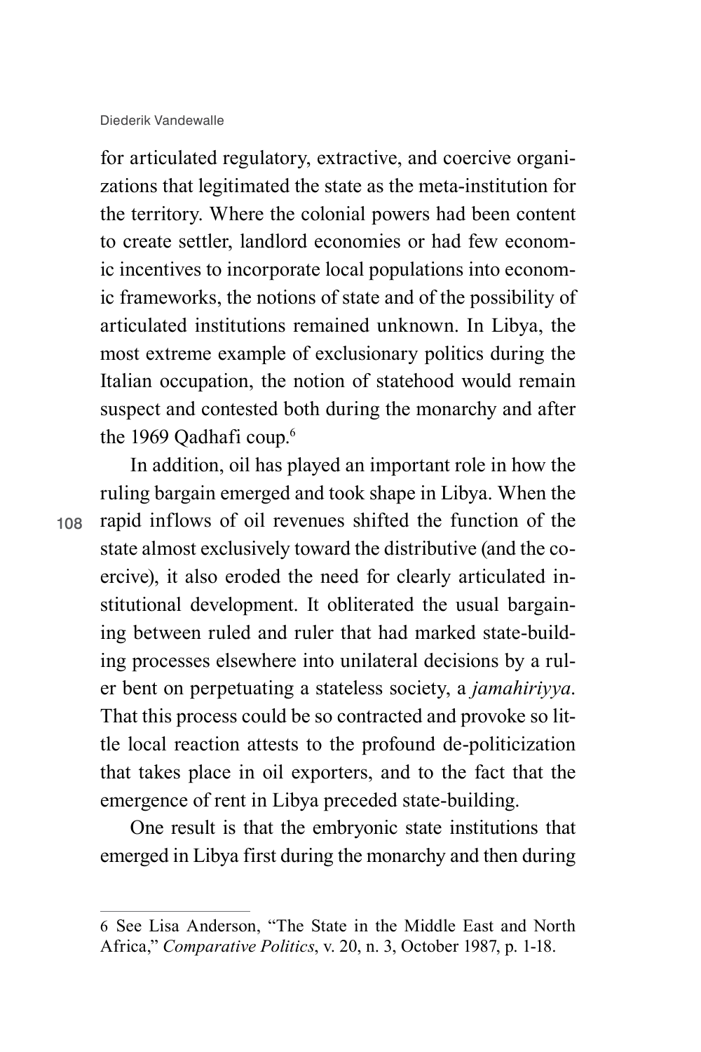for articulated regulatory, extractive, and coercive organizations that legitimated the state as the meta-institution for the territory. Where the colonial powers had been content to create settler, landlord economies or had few economic incentives to incorporate local populations into economic frameworks, the notions of state and of the possibility of articulated institutions remained unknown. In Libya, the most extreme example of exclusionary politics during the Italian occupation, the notion of statehood would remain suspect and contested both during the monarchy and after the 1969 Qadhafi coup.[6]

In addition, oil has played an important role in how the ruling bargain emerged and took shape in Libya. When the rapid inflows of oil revenues shifted the function of the state almost exclusively toward the distributive (and the coercive), it also eroded the need for clearly articulated institutional development. It obliterated the usual bargaining between ruled and ruler that had marked state-building processes elsewhere into unilateral decisions by a ruler bent on perpetuating a stateless society, a *jamahiriyya*. That this process could be so contracted and provoke so little local reaction attests to the profound de-politicization that takes place in oil exporters, and to the fact that the emergence of rent in Libya preceded state-building.

One result is that the embryonic state institutions that emerged in Libya first during the monarchy and then during

---

6 See Lisa Anderson, "The State in the Middle East and North Africa," *Comparative Politics*, v. 20, n. 3, October 1987, p. 1-18.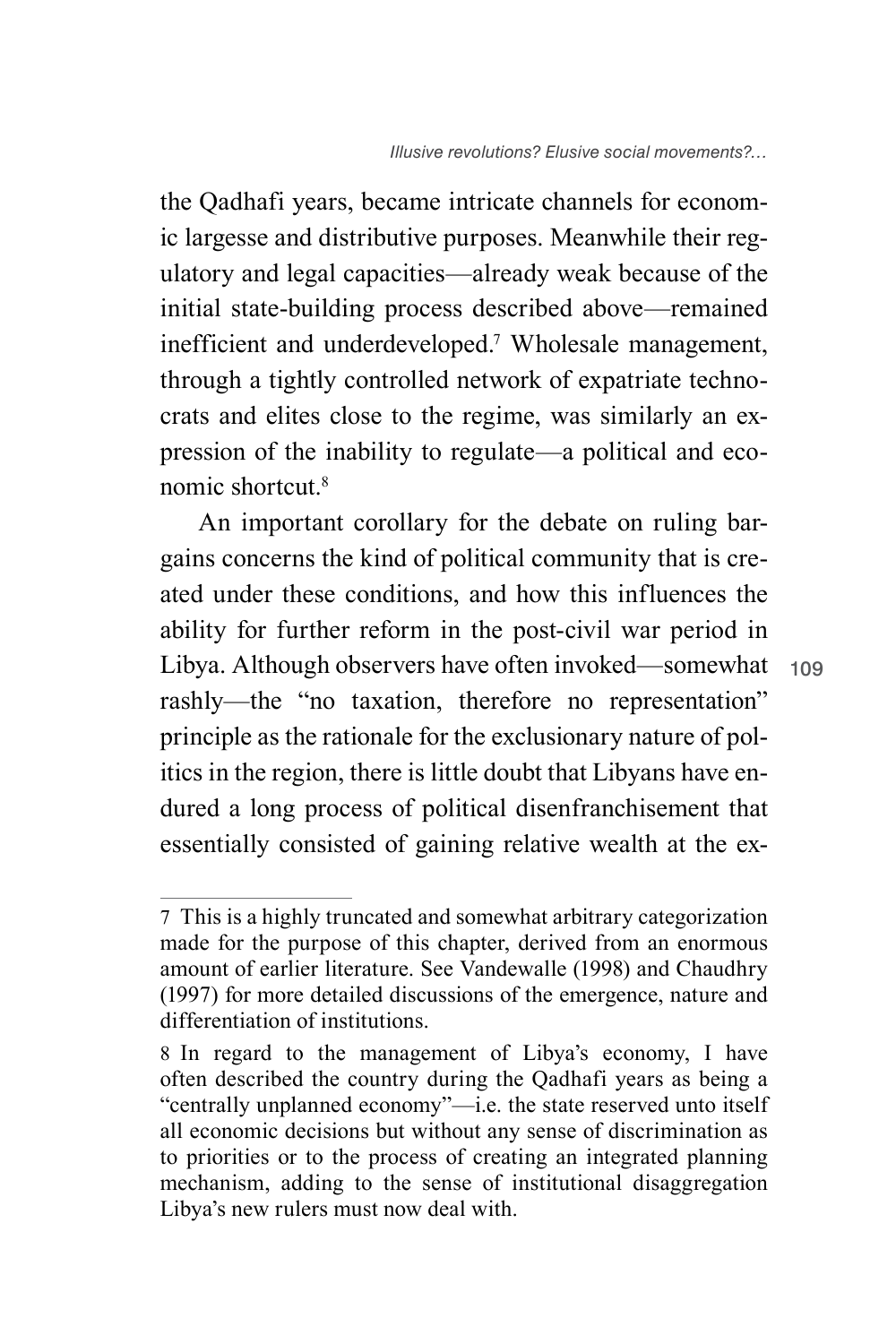the Qadhafi years, became intricate channels for economic largesse and distributive purposes. Meanwhile their regulatory and legal capacities—already weak because of the initial state-building process described above—remained inefficient and underdeveloped.[7] Wholesale management, through a tightly controlled network of expatriate technocrats and elites close to the regime, was similarly an expression of the inability to regulate—a political and economic shortcut.[8]

An important corollary for the debate on ruling bargains concerns the kind of political community that is created under these conditions, and how this influences the ability for further reform in the post-civil war period in Libya. Although observers have often invoked—somewhat rashly—the "no taxation, therefore no representation" principle as the rationale for the exclusionary nature of politics in the region, there is little doubt that Libyans have endured a long process of political disenfranchisement that essentially consisted of gaining relative wealth at the ex-

---

7 This is a highly truncated and somewhat arbitrary categorization made for the purpose of this chapter, derived from an enormous amount of earlier literature. See Vandewalle (1998) and Chaudhry (1997) for more detailed discussions of the emergence, nature and differentiation of institutions.

8 In regard to the management of Libya's economy, I have often described the country during the Qadhafi years as being a "centrally unplanned economy"—i.e. the state reserved unto itself all economic decisions but without any sense of discrimination as to priorities or to the process of creating an integrated planning mechanism, adding to the sense of institutional disaggregation Libya's new rulers must now deal with.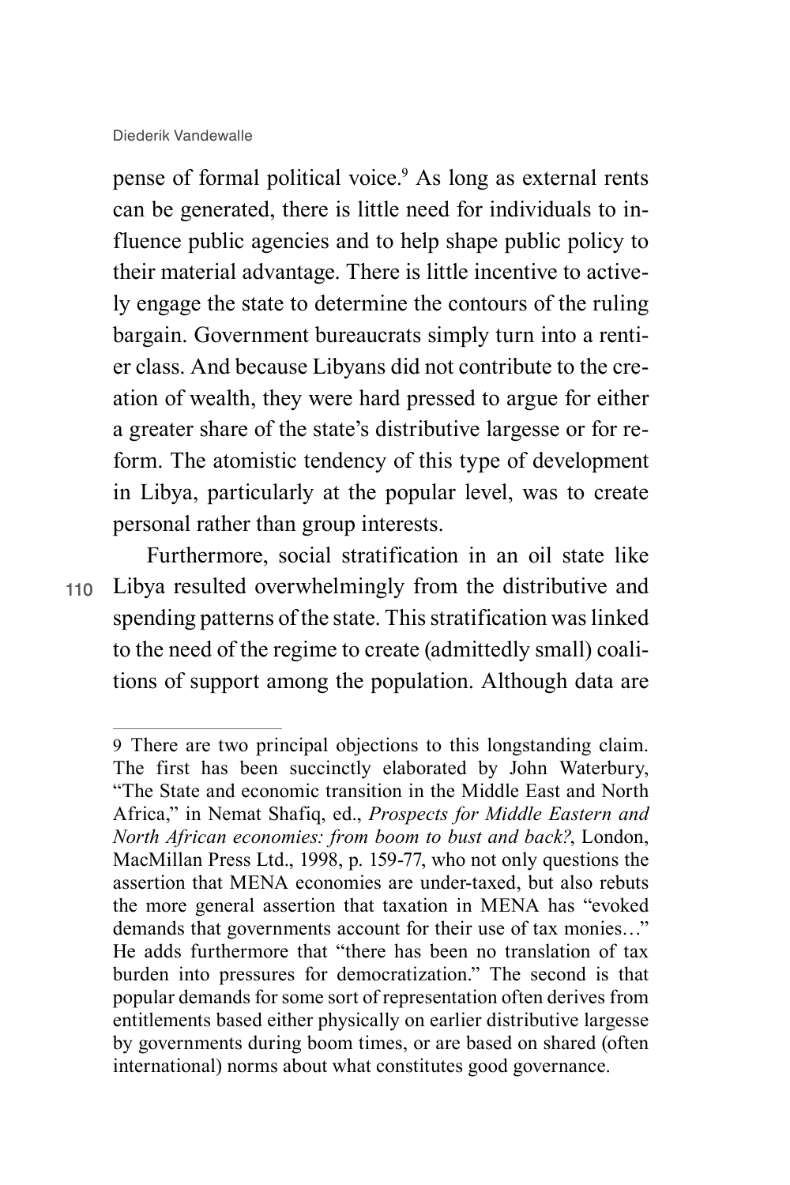pense of formal political voice.[9] As long as external rents can be generated, there is little need for individuals to influence public agencies and to help shape public policy to their material advantage. There is little incentive to actively engage the state to determine the contours of the ruling bargain. Government bureaucrats simply turn into a rentier class. And because Libyans did not contribute to the creation of wealth, they were hard pressed to argue for either a greater share of the state's distributive largesse or for reform. The atomistic tendency of this type of development in Libya, particularly at the popular level, was to create personal rather than group interests.

Furthermore, social stratification in an oil state like Libya resulted overwhelmingly from the distributive and spending patterns of the state. This stratification was linked to the need of the regime to create (admittedly small) coalitions of support among the population. Although data are

---

9 There are two principal objections to this longstanding claim. The first has been succinctly elaborated by John Waterbury, "The State and economic transition in the Middle East and North Africa," in Nemat Shafiq, ed., *Prospects for Middle Eastern and North African economies: from boom to bust and back?*, London, MacMillan Press Ltd., 1998, p. 159-77, who not only questions the assertion that MENA economies are under-taxed, but also rebuts the more general assertion that taxation in MENA has "evoked demands that governments account for their use of tax monies…" He adds furthermore that "there has been no translation of tax burden into pressures for democratization." The second is that popular demands for some sort of representation often derives from entitlements based either physically on earlier distributive largesse by governments during boom times, or are based on shared (often international) norms about what constitutes good governance.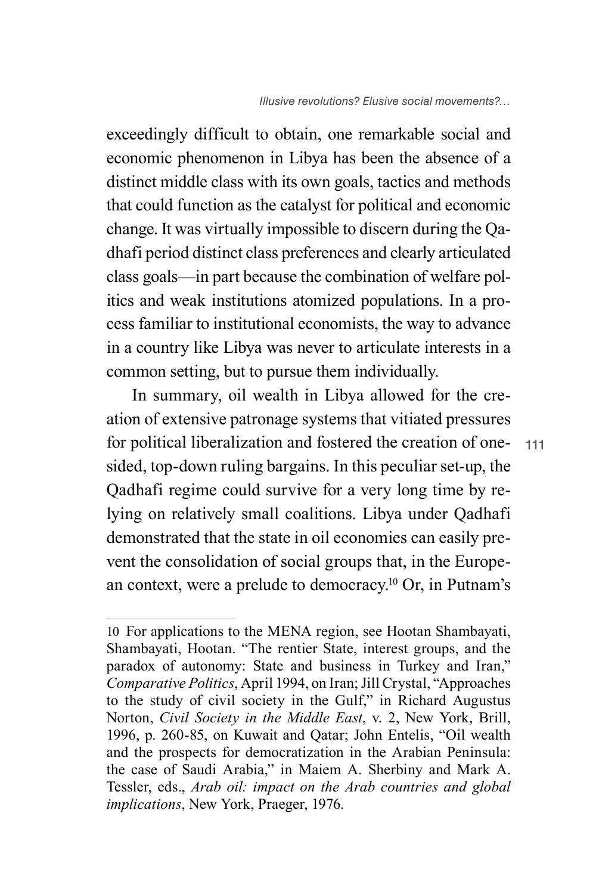exceedingly difficult to obtain, one remarkable social and economic phenomenon in Libya has been the absence of a distinct middle class with its own goals, tactics and methods that could function as the catalyst for political and economic change. It was virtually impossible to discern during the Qadhafi period distinct class preferences and clearly articulated class goals—in part because the combination of welfare politics and weak institutions atomized populations. In a process familiar to institutional economists, the way to advance in a country like Libya was never to articulate interests in a common setting, but to pursue them individually.

In summary, oil wealth in Libya allowed for the creation of extensive patronage systems that vitiated pressures for political liberalization and fostered the creation of one-sided, top-down ruling bargains. In this peculiar set-up, the Qadhafi regime could survive for a very long time by relying on relatively small coalitions. Libya under Qadhafi demonstrated that the state in oil economies can easily prevent the consolidation of social groups that, in the European context, were a prelude to democracy.[10] Or, in Putnam's

---

10 For applications to the MENA region, see Hootan Shambayati, Shambayati, Hootan. "The rentier State, interest groups, and the paradox of autonomy: State and business in Turkey and Iran," *Comparative Politics*, April 1994, on Iran; Jill Crystal, "Approaches to the study of civil society in the Gulf," in Richard Augustus Norton, *Civil Society in the Middle East*, v. 2, New York, Brill, 1996, p. 260-85, on Kuwait and Qatar; John Entelis, "Oil wealth and the prospects for democratization in the Arabian Peninsula: the case of Saudi Arabia," in Maiem A. Sherbiny and Mark A. Tessler, eds., *Arab oil: impact on the Arab countries and global implications*, New York, Praeger, 1976.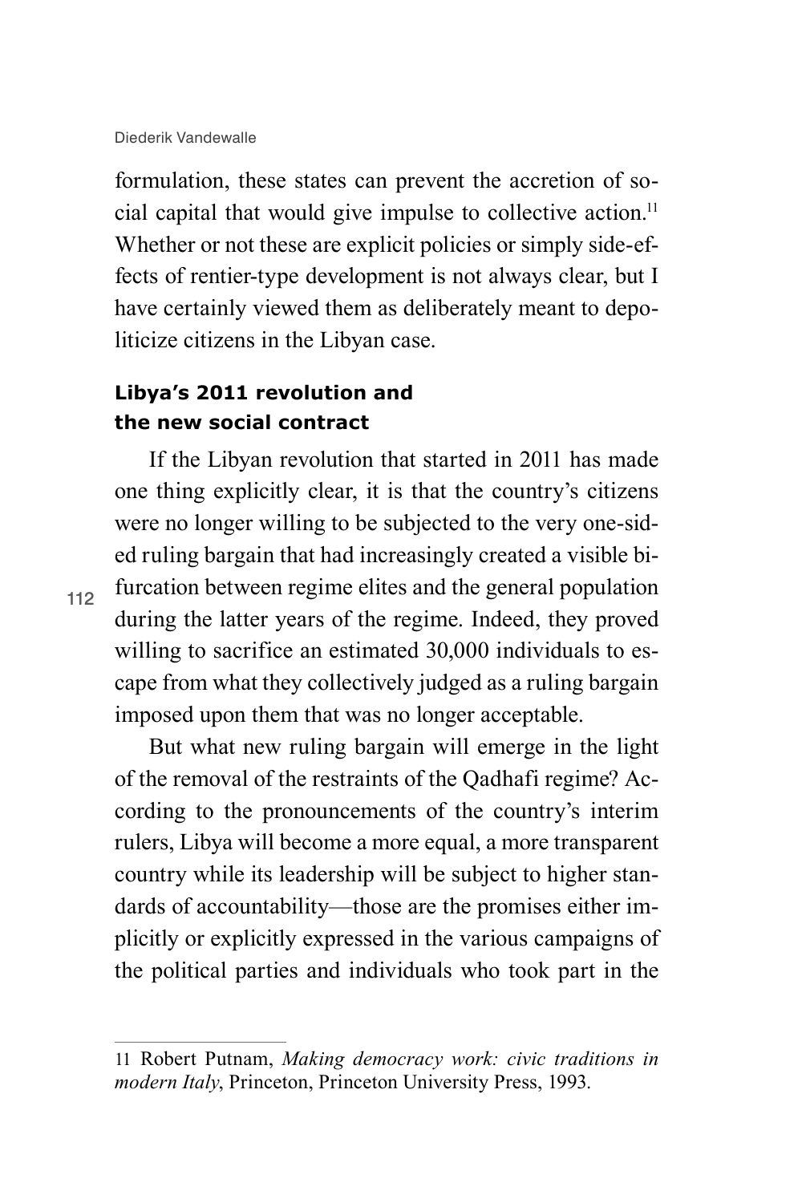formulation, these states can prevent the accretion of social capital that would give impulse to collective action.[11] Whether or not these are explicit policies or simply side-effects of rentier-type development is not always clear, but I have certainly viewed them as deliberately meant to depoliticize citizens in the Libyan case.

### Libya's 2011 revolution and the new social contract

If the Libyan revolution that started in 2011 has made one thing explicitly clear, it is that the country's citizens were no longer willing to be subjected to the very one-sided ruling bargain that had increasingly created a visible bifurcation between regime elites and the general population during the latter years of the regime. Indeed, they proved willing to sacrifice an estimated 30,000 individuals to escape from what they collectively judged as a ruling bargain imposed upon them that was no longer acceptable.

But what new ruling bargain will emerge in the light of the removal of the restraints of the Qadhafi regime? According to the pronouncements of the country's interim rulers, Libya will become a more equal, a more transparent country while its leadership will be subject to higher standards of accountability—those are the promises either implicitly or explicitly expressed in the various campaigns of the political parties and individuals who took part in the

---

11 Robert Putnam, *Making democracy work: civic traditions in modern Italy*, Princeton, Princeton University Press, 1993.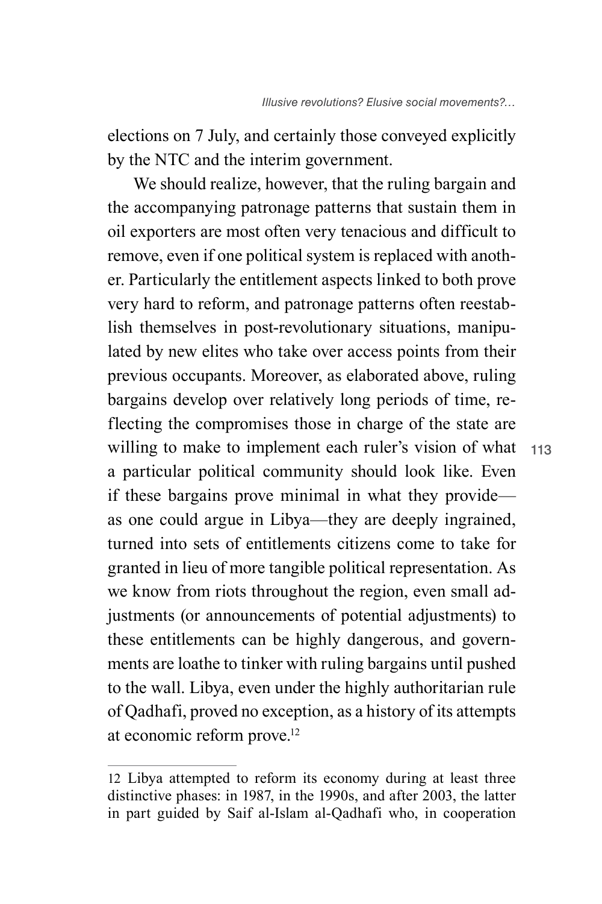elections on 7 July, and certainly those conveyed explicitly by the NTC and the interim government.

We should realize, however, that the ruling bargain and the accompanying patronage patterns that sustain them in oil exporters are most often very tenacious and difficult to remove, even if one political system is replaced with another. Particularly the entitlement aspects linked to both prove very hard to reform, and patronage patterns often reestablish themselves in post-revolutionary situations, manipulated by new elites who take over access points from their previous occupants. Moreover, as elaborated above, ruling bargains develop over relatively long periods of time, reflecting the compromises those in charge of the state are willing to make to implement each ruler's vision of what a particular political community should look like. Even if these bargains prove minimal in what they provide—as one could argue in Libya—they are deeply ingrained, turned into sets of entitlements citizens come to take for granted in lieu of more tangible political representation. As we know from riots throughout the region, even small adjustments (or announcements of potential adjustments) to these entitlements can be highly dangerous, and governments are loathe to tinker with ruling bargains until pushed to the wall. Libya, even under the highly authoritarian rule of Qadhafi, proved no exception, as a history of its attempts at economic reform prove.[12]

---

12 Libya attempted to reform its economy during at least three distinctive phases: in 1987, in the 1990s, and after 2003, the latter in part guided by Saif al-Islam al-Qadhafi who, in cooperation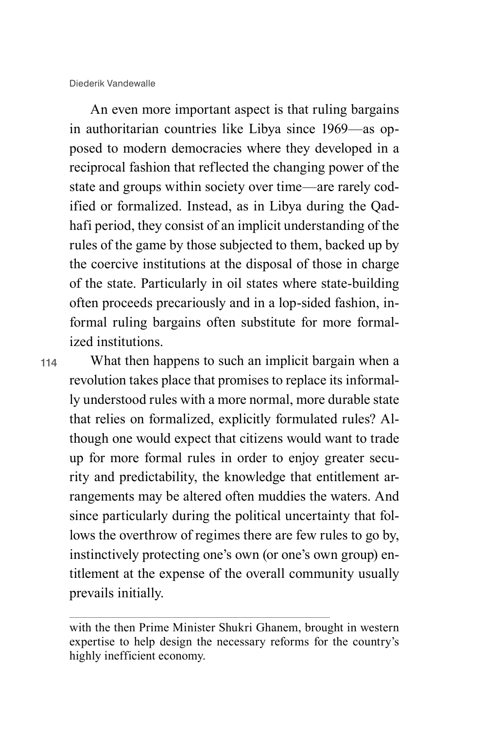An even more important aspect is that ruling bargains in authoritarian countries like Libya since 1969—as opposed to modern democracies where they developed in a reciprocal fashion that reflected the changing power of the state and groups within society over time—are rarely codified or formalized. Instead, as in Libya during the Qadhafi period, they consist of an implicit understanding of the rules of the game by those subjected to them, backed up by the coercive institutions at the disposal of those in charge of the state. Particularly in oil states where state-building often proceeds precariously and in a lop-sided fashion, informal ruling bargains often substitute for more formalized institutions.

What then happens to such an implicit bargain when a revolution takes place that promises to replace its informally understood rules with a more normal, more durable state that relies on formalized, explicitly formulated rules? Although one would expect that citizens would want to trade up for more formal rules in order to enjoy greater security and predictability, the knowledge that entitlement arrangements may be altered often muddies the waters. And since particularly during the political uncertainty that follows the overthrow of regimes there are few rules to go by, instinctively protecting one's own (or one's own group) entitlement at the expense of the overall community usually prevails initially.

---

with the then Prime Minister Shukri Ghanem, brought in western expertise to help design the necessary reforms for the country's highly inefficient economy.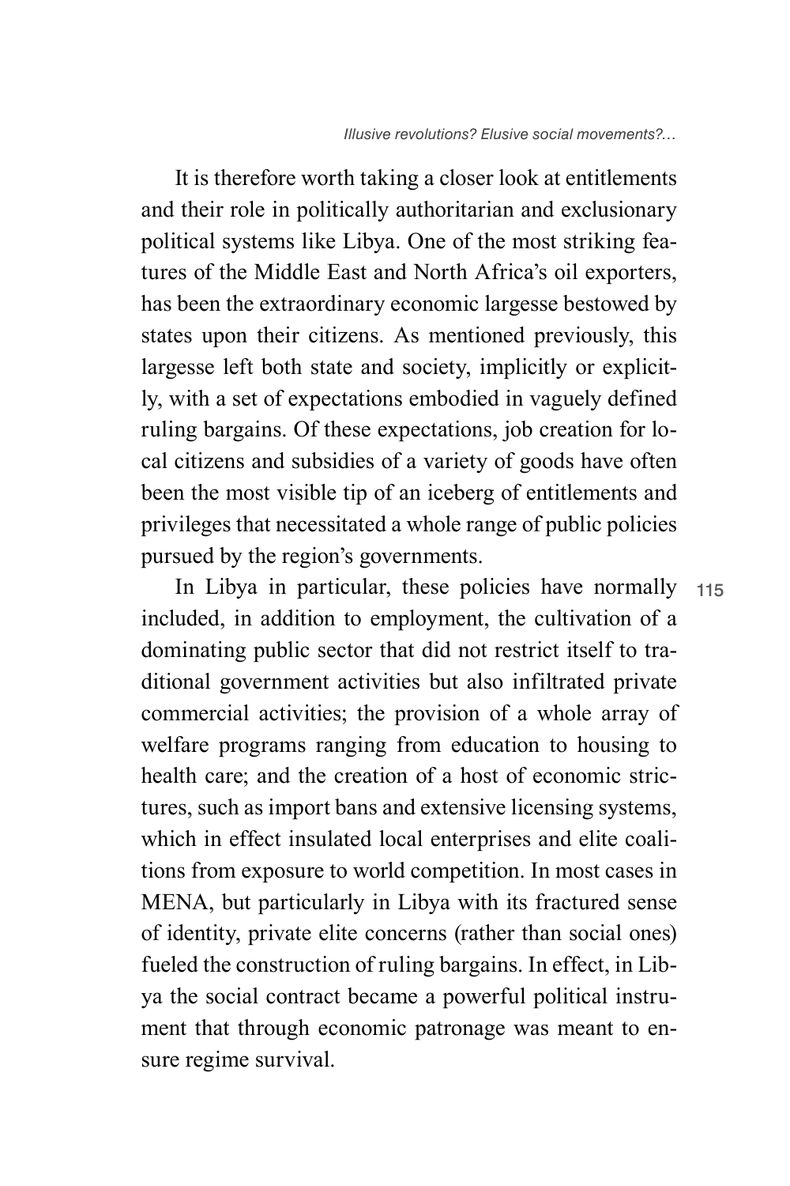It is therefore worth taking a closer look at entitlements and their role in politically authoritarian and exclusionary political systems like Libya. One of the most striking features of the Middle East and North Africa's oil exporters, has been the extraordinary economic largesse bestowed by states upon their citizens. As mentioned previously, this largesse left both state and society, implicitly or explicitly, with a set of expectations embodied in vaguely defined ruling bargains. Of these expectations, job creation for local citizens and subsidies of a variety of goods have often been the most visible tip of an iceberg of entitlements and privileges that necessitated a whole range of public policies pursued by the region's governments.

In Libya in particular, these policies have normally included, in addition to employment, the cultivation of a dominating public sector that did not restrict itself to traditional government activities but also infiltrated private commercial activities; the provision of a whole array of welfare programs ranging from education to housing to health care; and the creation of a host of economic strictures, such as import bans and extensive licensing systems, which in effect insulated local enterprises and elite coalitions from exposure to world competition. In most cases in MENA, but particularly in Libya with its fractured sense of identity, private elite concerns (rather than social ones) fueled the construction of ruling bargains. In effect, in Libya the social contract became a powerful political instrument that through economic patronage was meant to ensure regime survival.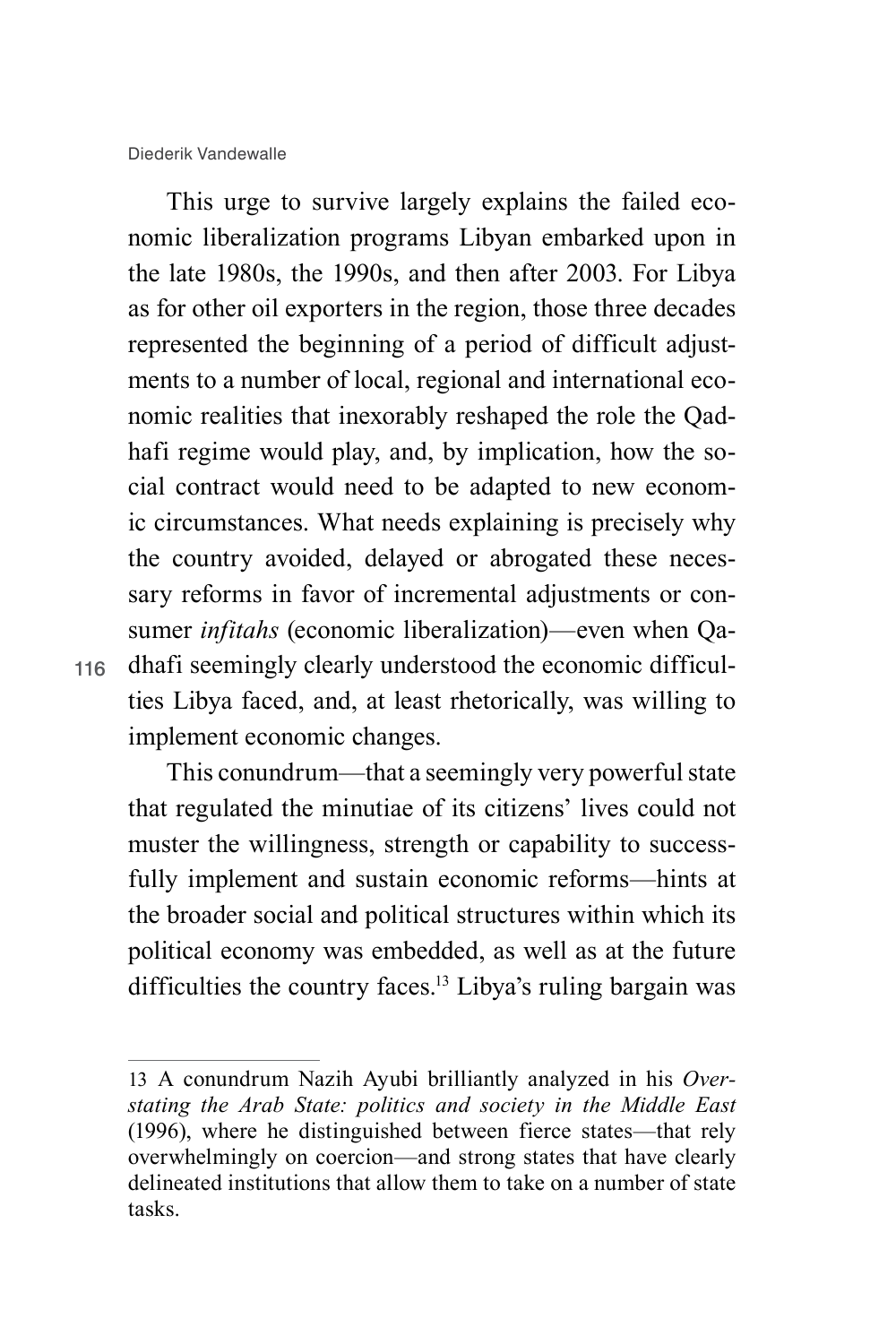This urge to survive largely explains the failed economic liberalization programs Libyan embarked upon in the late 1980s, the 1990s, and then after 2003. For Libya as for other oil exporters in the region, those three decades represented the beginning of a period of difficult adjustments to a number of local, regional and international economic realities that inexorably reshaped the role the Qadhafi regime would play, and, by implication, how the social contract would need to be adapted to new economic circumstances. What needs explaining is precisely why the country avoided, delayed or abrogated these necessary reforms in favor of incremental adjustments or consumer *infitahs* (economic liberalization)—even when Qadhafi seemingly clearly understood the economic difficulties Libya faced, and, at least rhetorically, was willing to implement economic changes.

This conundrum—that a seemingly very powerful state that regulated the minutiae of its citizens' lives could not muster the willingness, strength or capability to successfully implement and sustain economic reforms—hints at the broader social and political structures within which its political economy was embedded, as well as at the future difficulties the country faces.[13] Libya's ruling bargain was

---

13 A conundrum Nazih Ayubi brilliantly analyzed in his *Overstating the Arab State: politics and society in the Middle East* (1996), where he distinguished between fierce states—that rely overwhelmingly on coercion—and strong states that have clearly delineated institutions that allow them to take on a number of state tasks.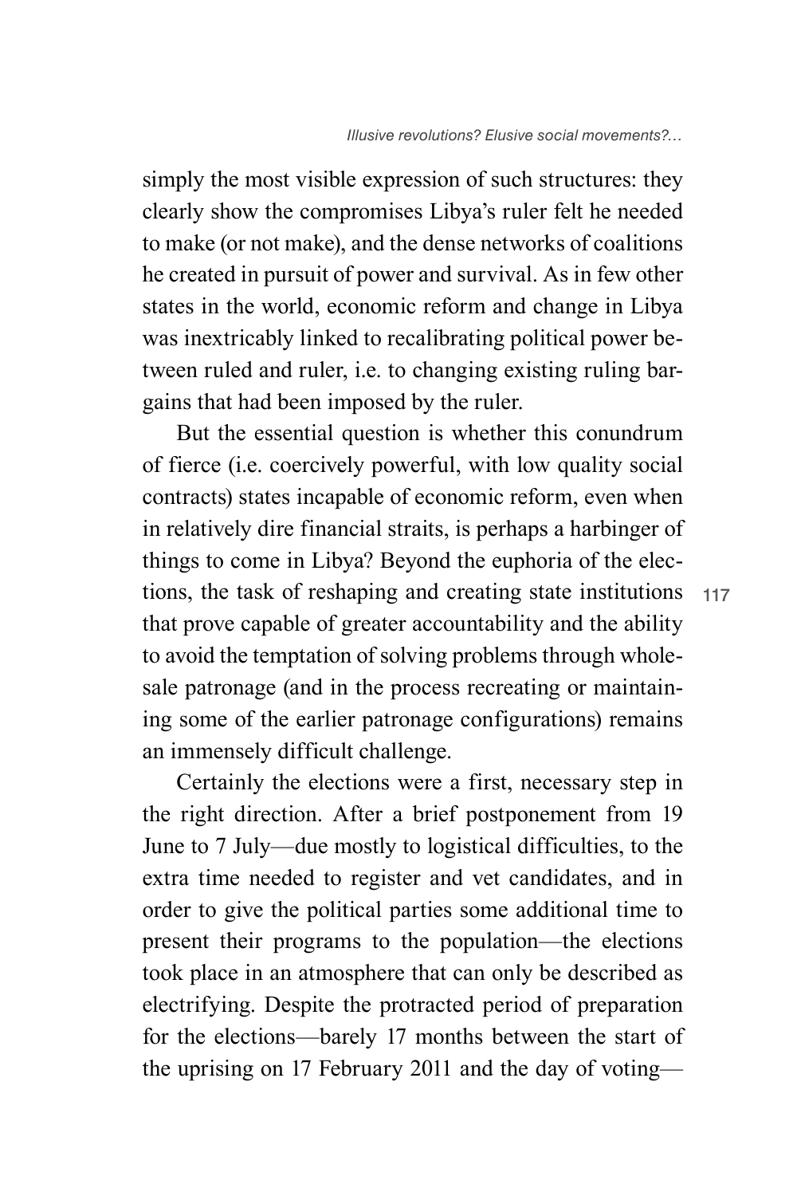simply the most visible expression of such structures: they clearly show the compromises Libya's ruler felt he needed to make (or not make), and the dense networks of coalitions he created in pursuit of power and survival. As in few other states in the world, economic reform and change in Libya was inextricably linked to recalibrating political power between ruled and ruler, i.e. to changing existing ruling bargains that had been imposed by the ruler.

But the essential question is whether this conundrum of fierce (i.e. coercively powerful, with low quality social contracts) states incapable of economic reform, even when in relatively dire financial straits, is perhaps a harbinger of things to come in Libya? Beyond the euphoria of the elections, the task of reshaping and creating state institutions that prove capable of greater accountability and the ability to avoid the temptation of solving problems through wholesale patronage (and in the process recreating or maintaining some of the earlier patronage configurations) remains an immensely difficult challenge.

Certainly the elections were a first, necessary step in the right direction. After a brief postponement from 19 June to 7 July—due mostly to logistical difficulties, to the extra time needed to register and vet candidates, and in order to give the political parties some additional time to present their programs to the population—the elections took place in an atmosphere that can only be described as electrifying. Despite the protracted period of preparation for the elections—barely 17 months between the start of the uprising on 17 February 2011 and the day of voting—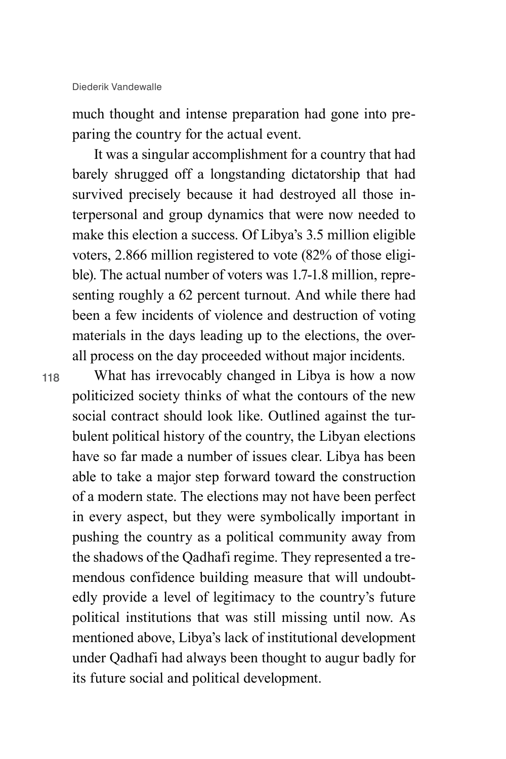much thought and intense preparation had gone into preparing the country for the actual event.

It was a singular accomplishment for a country that had barely shrugged off a longstanding dictatorship that had survived precisely because it had destroyed all those interpersonal and group dynamics that were now needed to make this election a success. Of Libya's 3.5 million eligible voters, 2.866 million registered to vote (82% of those eligible). The actual number of voters was 1.7-1.8 million, representing roughly a 62 percent turnout. And while there had been a few incidents of violence and destruction of voting materials in the days leading up to the elections, the overall process on the day proceeded without major incidents.

What has irrevocably changed in Libya is how a now politicized society thinks of what the contours of the new social contract should look like. Outlined against the turbulent political history of the country, the Libyan elections have so far made a number of issues clear. Libya has been able to take a major step forward toward the construction of a modern state. The elections may not have been perfect in every aspect, but they were symbolically important in pushing the country as a political community away from the shadows of the Qadhafi regime. They represented a tremendous confidence building measure that will undoubtedly provide a level of legitimacy to the country's future political institutions that was still missing until now. As mentioned above, Libya's lack of institutional development under Qadhafi had always been thought to augur badly for its future social and political development.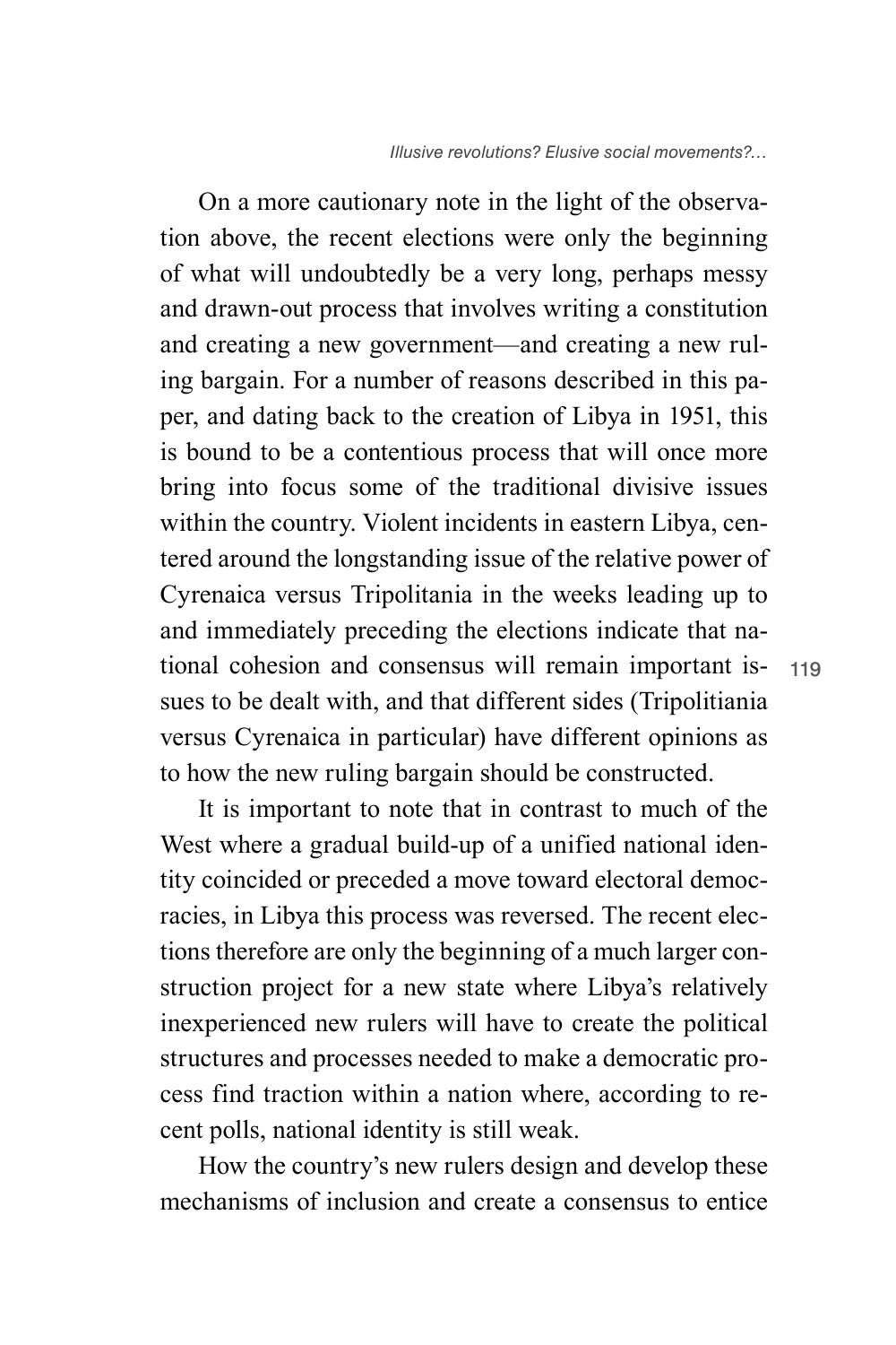On a more cautionary note in the light of the observation above, the recent elections were only the beginning of what will undoubtedly be a very long, perhaps messy and drawn-out process that involves writing a constitution and creating a new government—and creating a new ruling bargain. For a number of reasons described in this paper, and dating back to the creation of Libya in 1951, this is bound to be a contentious process that will once more bring into focus some of the traditional divisive issues within the country. Violent incidents in eastern Libya, centered around the longstanding issue of the relative power of Cyrenaica versus Tripolitania in the weeks leading up to and immediately preceding the elections indicate that national cohesion and consensus will remain important issues to be dealt with, and that different sides (Tripolitiania versus Cyrenaica in particular) have different opinions as to how the new ruling bargain should be constructed.

It is important to note that in contrast to much of the West where a gradual build-up of a unified national identity coincided or preceded a move toward electoral democracies, in Libya this process was reversed. The recent elections therefore are only the beginning of a much larger construction project for a new state where Libya's relatively inexperienced new rulers will have to create the political structures and processes needed to make a democratic process find traction within a nation where, according to recent polls, national identity is still weak.

How the country's new rulers design and develop these mechanisms of inclusion and create a consensus to entice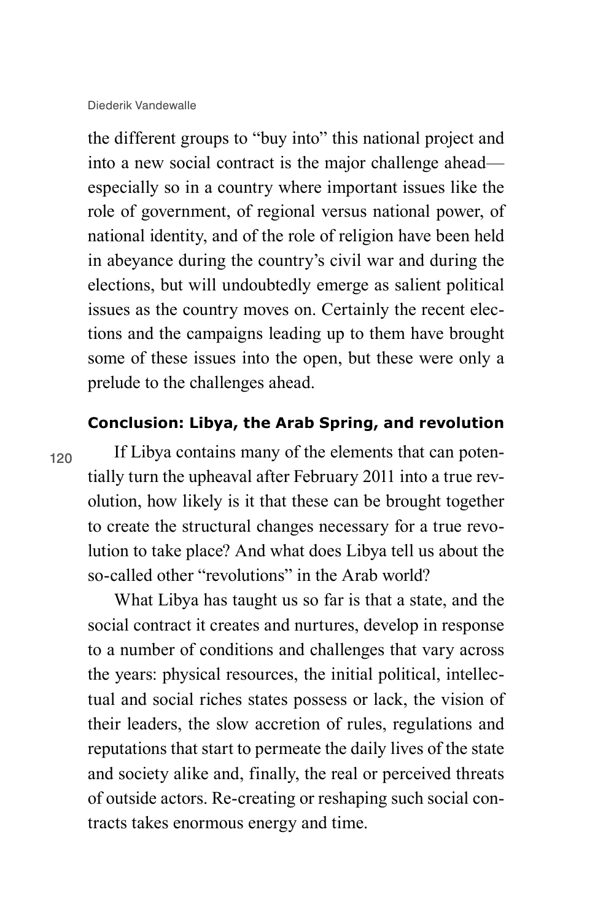the different groups to "buy into" this national project and into a new social contract is the major challenge ahead—especially so in a country where important issues like the role of government, of regional versus national power, of national identity, and of the role of religion have been held in abeyance during the country's civil war and during the elections, but will undoubtedly emerge as salient political issues as the country moves on. Certainly the recent elections and the campaigns leading up to them have brought some of these issues into the open, but these were only a prelude to the challenges ahead.

## Conclusion: Libya, the Arab Spring, and revolution

If Libya contains many of the elements that can potentially turn the upheaval after February 2011 into a true revolution, how likely is it that these can be brought together to create the structural changes necessary for a true revolution to take place? And what does Libya tell us about the so-called other "revolutions" in the Arab world?

What Libya has taught us so far is that a state, and the social contract it creates and nurtures, develop in response to a number of conditions and challenges that vary across the years: physical resources, the initial political, intellectual and social riches states possess or lack, the vision of their leaders, the slow accretion of rules, regulations and reputations that start to permeate the daily lives of the state and society alike and, finally, the real or perceived threats of outside actors. Re-creating or reshaping such social contracts takes enormous energy and time.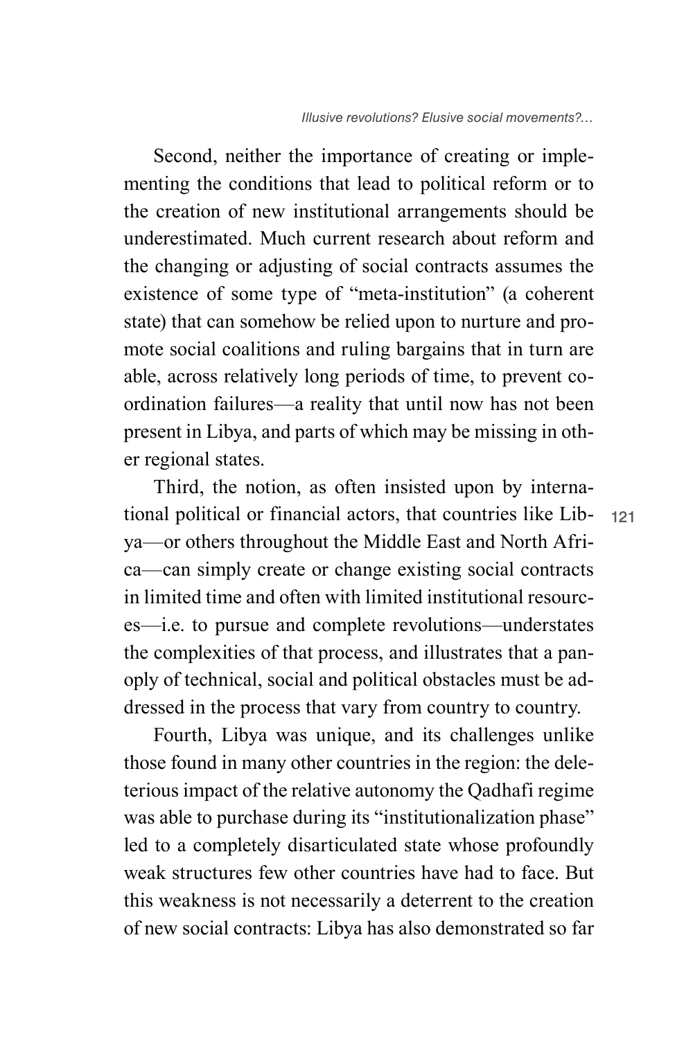Second, neither the importance of creating or implementing the conditions that lead to political reform or to the creation of new institutional arrangements should be underestimated. Much current research about reform and the changing or adjusting of social contracts assumes the existence of some type of "meta-institution" (a coherent state) that can somehow be relied upon to nurture and promote social coalitions and ruling bargains that in turn are able, across relatively long periods of time, to prevent coordination failures—a reality that until now has not been present in Libya, and parts of which may be missing in other regional states.

Third, the notion, as often insisted upon by international political or financial actors, that countries like Libya—or others throughout the Middle East and North Africa—can simply create or change existing social contracts in limited time and often with limited institutional resources—i.e. to pursue and complete revolutions—understates the complexities of that process, and illustrates that a panoply of technical, social and political obstacles must be addressed in the process that vary from country to country.

Fourth, Libya was unique, and its challenges unlike those found in many other countries in the region: the deleterious impact of the relative autonomy the Qadhafi regime was able to purchase during its "institutionalization phase" led to a completely disarticulated state whose profoundly weak structures few other countries have had to face. But this weakness is not necessarily a deterrent to the creation of new social contracts: Libya has also demonstrated so far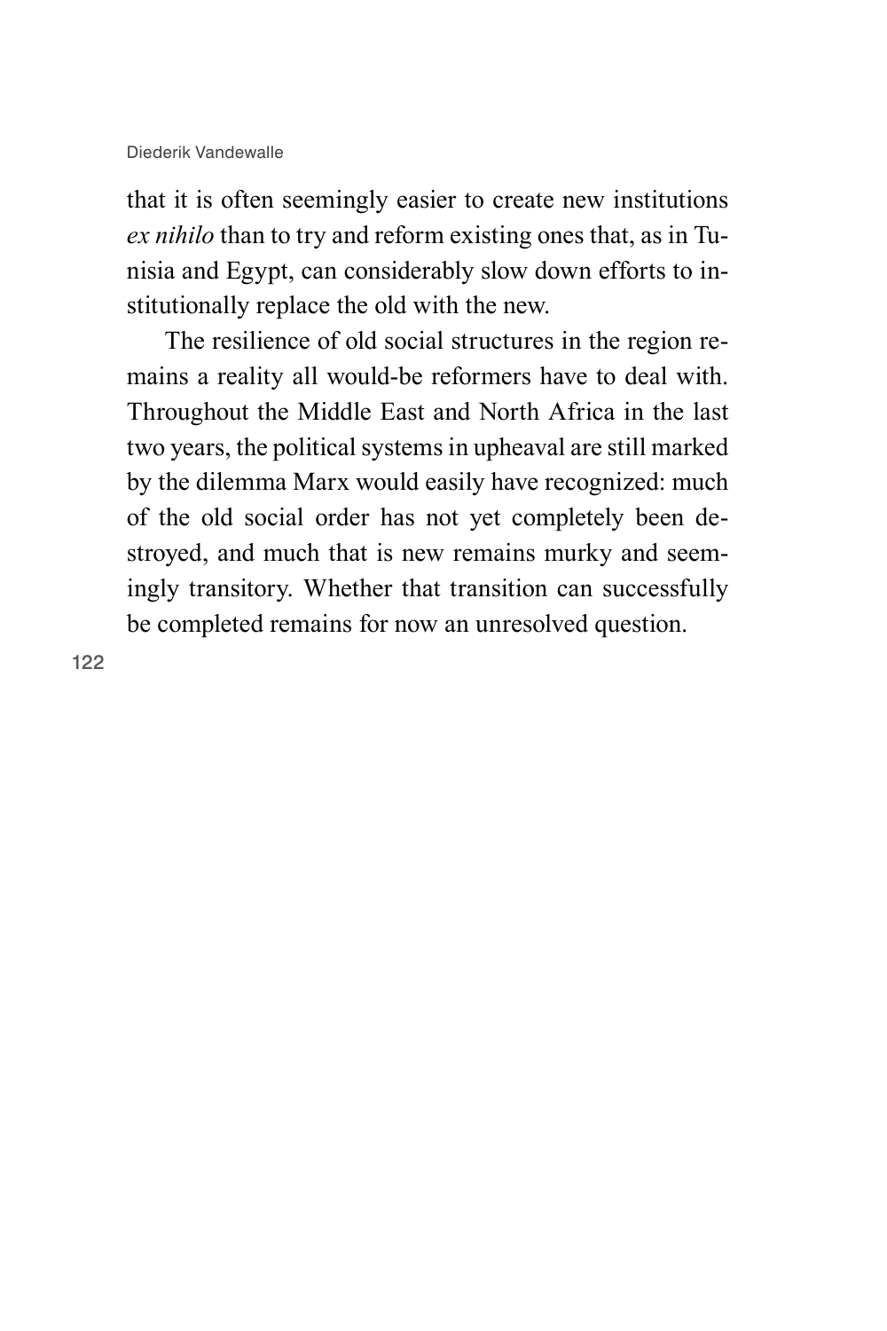that it is often seemingly easier to create new institutions *ex nihilo* than to try and reform existing ones that, as in Tunisia and Egypt, can considerably slow down efforts to institutionally replace the old with the new.

The resilience of old social structures in the region remains a reality all would-be reformers have to deal with. Throughout the Middle East and North Africa in the last two years, the political systems in upheaval are still marked by the dilemma Marx would easily have recognized: much of the old social order has not yet completely been destroyed, and much that is new remains murky and seemingly transitory. Whether that transition can successfully be completed remains for now an unresolved question.